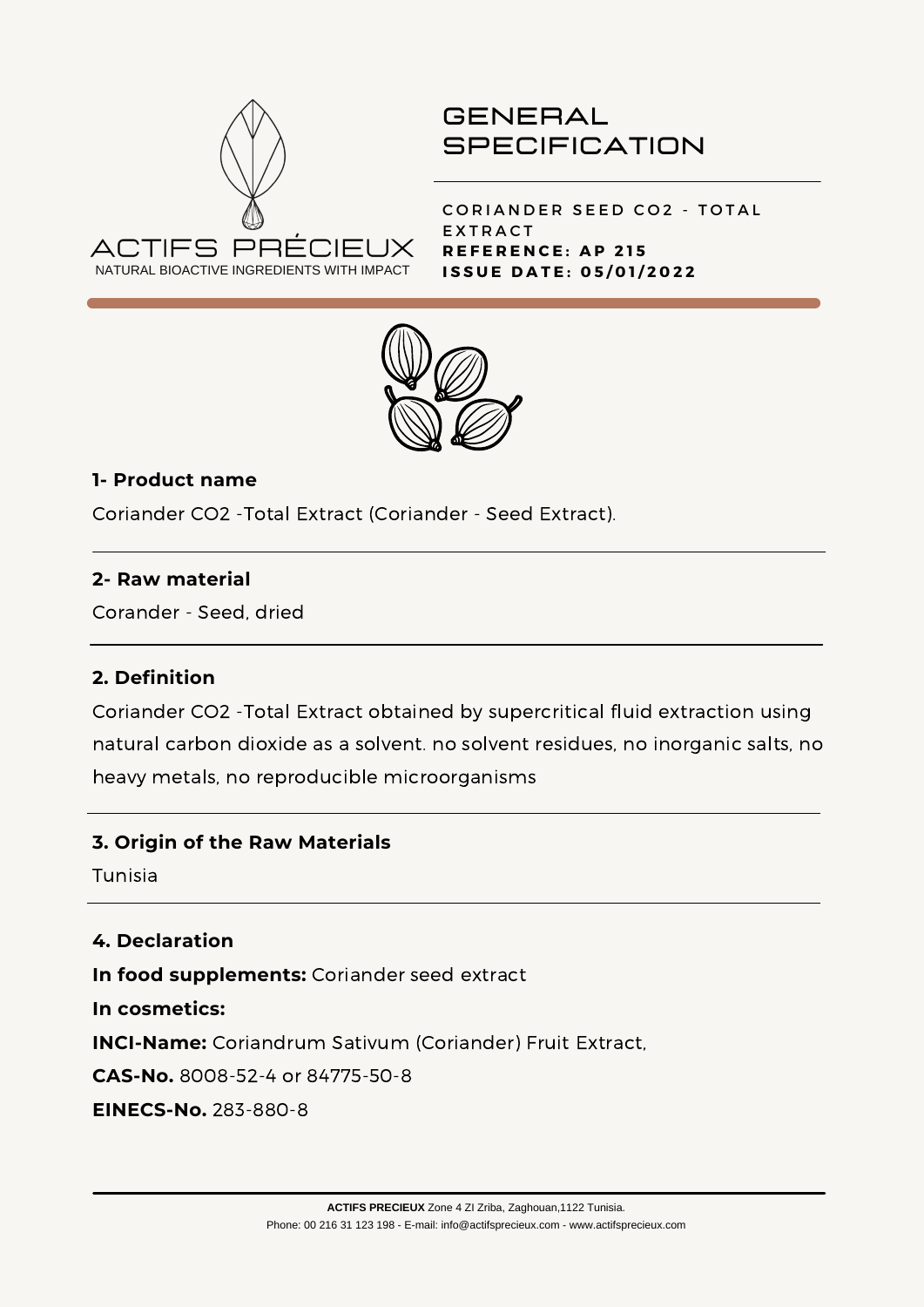ACTIFS PRÉCIEUX
NATURAL BIOACTIVE INGREDIENTS WITH IMPACT

# GENERAL SPECIFICATION

CORIANDER SEED CO2 - TOTAL EXTRACT
**REFERENCE: AP 215**
**ISSUE DATE: 05/01/2022**

## 1- Product name

Coriander CO2 -Total Extract (Coriander - Seed Extract).

## 2- Raw material

Corander - Seed, dried

## 2. Definition

Coriander CO2 -Total Extract obtained by supercritical fluid extraction using natural carbon dioxide as a solvent. no solvent residues, no inorganic salts, no heavy metals, no reproducible microorganisms

## 3. Origin of the Raw Materials

Tunisia

## 4. Declaration

**In food supplements:** Coriander seed extract

**In cosmetics:**

**INCI-Name:** Coriandrum Sativum (Coriander) Fruit Extract,

**CAS-No.** 8008-52-4 or 84775-50-8

**EINECS-No.** 283-880-8

**ACTIFS PRECIEUX** Zone 4 ZI Zriba, Zaghouan,1122 Tunisia.
Phone: 00 216 31 123 198 - E-mail: info@actifsprecieux.com - www.actifsprecieux.com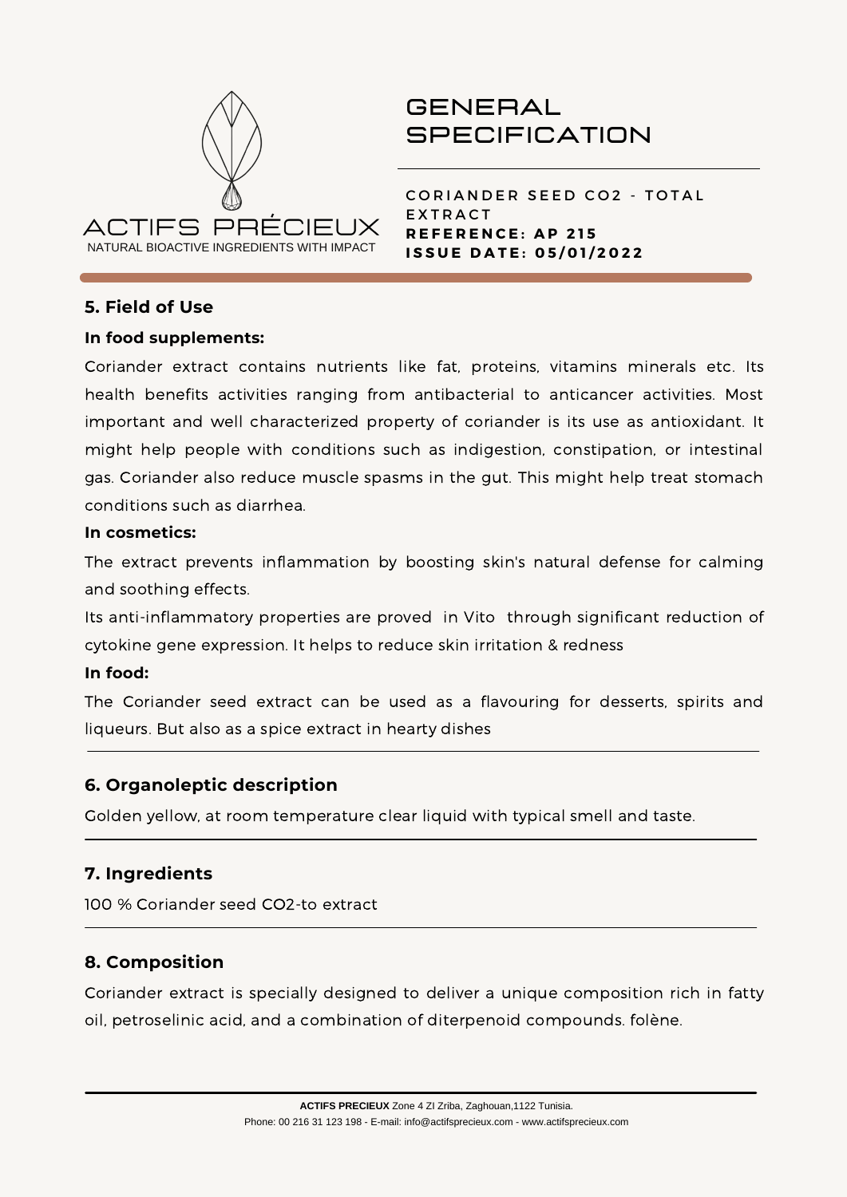# GENERAL SPECIFICATION

**CORIANDER SEED CO2 - TOTAL EXTRACT**
**REFERENCE: AP 215**
**ISSUE DATE: 05/01/2022**

## 5. Field of Use

**In food supplements:**

Coriander extract contains nutrients like fat, proteins, vitamins minerals etc. Its health benefits activities ranging from antibacterial to anticancer activities. Most important and well characterized property of coriander is its use as antioxidant. It might help people with conditions such as indigestion, constipation, or intestinal gas. Coriander also reduce muscle spasms in the gut. This might help treat stomach conditions such as diarrhea.

**In cosmetics:**

The extract prevents inflammation by boosting skin's natural defense for calming and soothing effects.

Its anti-inflammatory properties are proved in Vito through significant reduction of cytokine gene expression. It helps to reduce skin irritation & redness

**In food:**

The Coriander seed extract can be used as a flavouring for desserts, spirits and liqueurs. But also as a spice extract in hearty dishes

## 6. Organoleptic description

Golden yellow, at room temperature clear liquid with typical smell and taste.

## 7. Ingredients

100 % Coriander seed CO2-to extract

## 8. Composition

Coriander extract is specially designed to deliver a unique composition rich in fatty oil, petroselinic acid, and a combination of diterpenoid compounds. folène.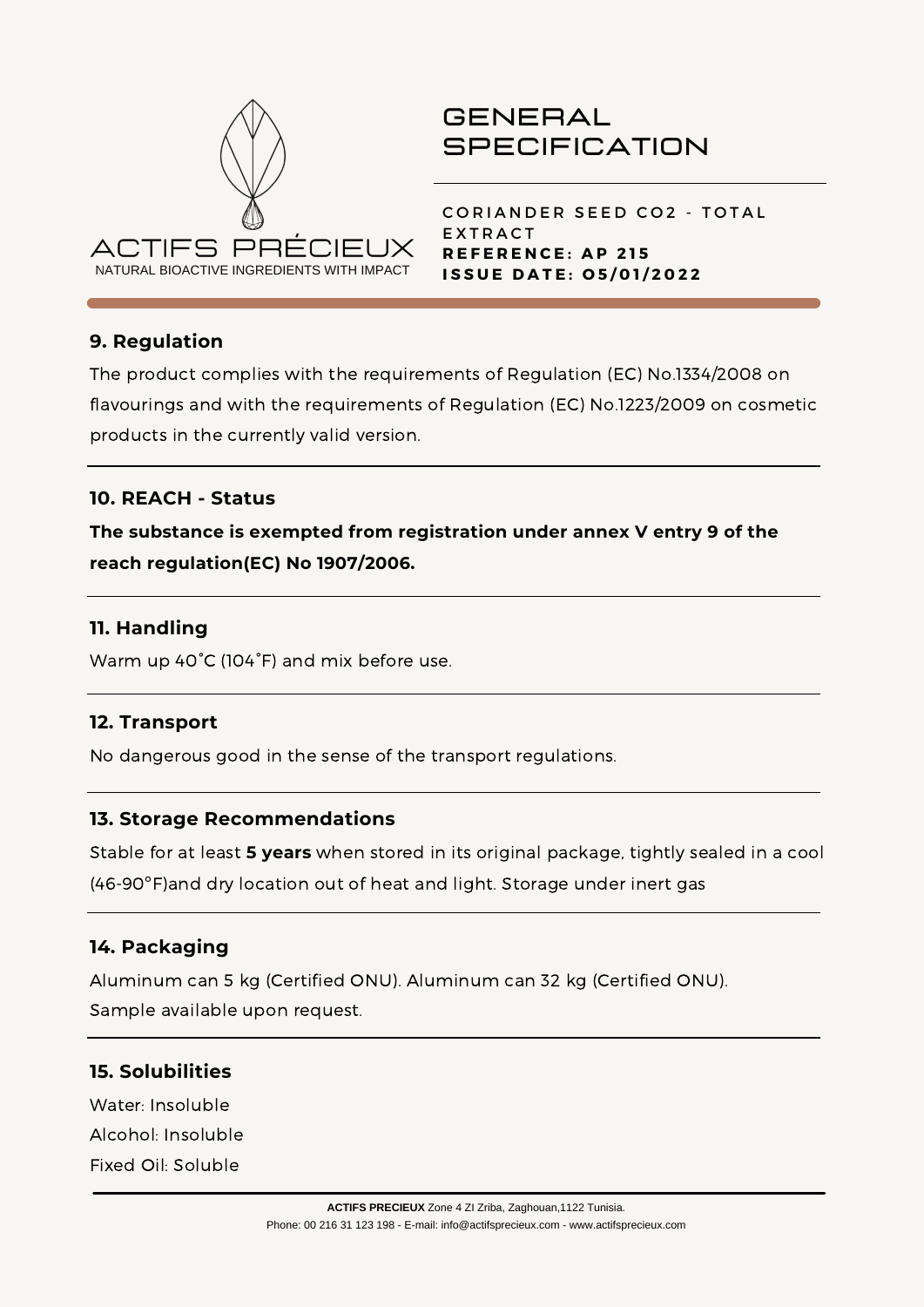ACTIFS PRÉCIEUX
NATURAL BIOACTIVE INGREDIENTS WITH IMPACT

# GENERAL SPECIFICATION

CORIANDER SEED CO2 - TOTAL EXTRACT
**REFERENCE: AP 215**
**ISSUE DATE: O5/01/2022**

## 9. Regulation

The product complies with the requirements of Regulation (EC) No.1334/2008 on flavourings and with the requirements of Regulation (EC) No.1223/2009 on cosmetic products in the currently valid version.

## 10. REACH - Status

**The substance is exempted from registration under annex V entry 9 of the reach regulation(EC) No 1907/2006.**

## 11. Handling

Warm up 40˚C (104˚F) and mix before use.

## 12. Transport

No dangerous good in the sense of the transport regulations.

## 13. Storage Recommendations

Stable for at least **5 years** when stored in its original package, tightly sealed in a cool (46-90°F)and dry location out of heat and light. Storage under inert gas

## 14. Packaging

Aluminum can 5 kg (Certified ONU). Aluminum can 32 kg (Certified ONU).
Sample available upon request.

## 15. Solubilities

Water: Insoluble
Alcohol: Insoluble
Fixed Oil: Soluble

**ACTIFS PRECIEUX** Zone 4 ZI Zriba, Zaghouan,1122 Tunisia.
Phone: 00 216 31 123 198 - E-mail: info@actifsprecieux.com - www.actifsprecieux.com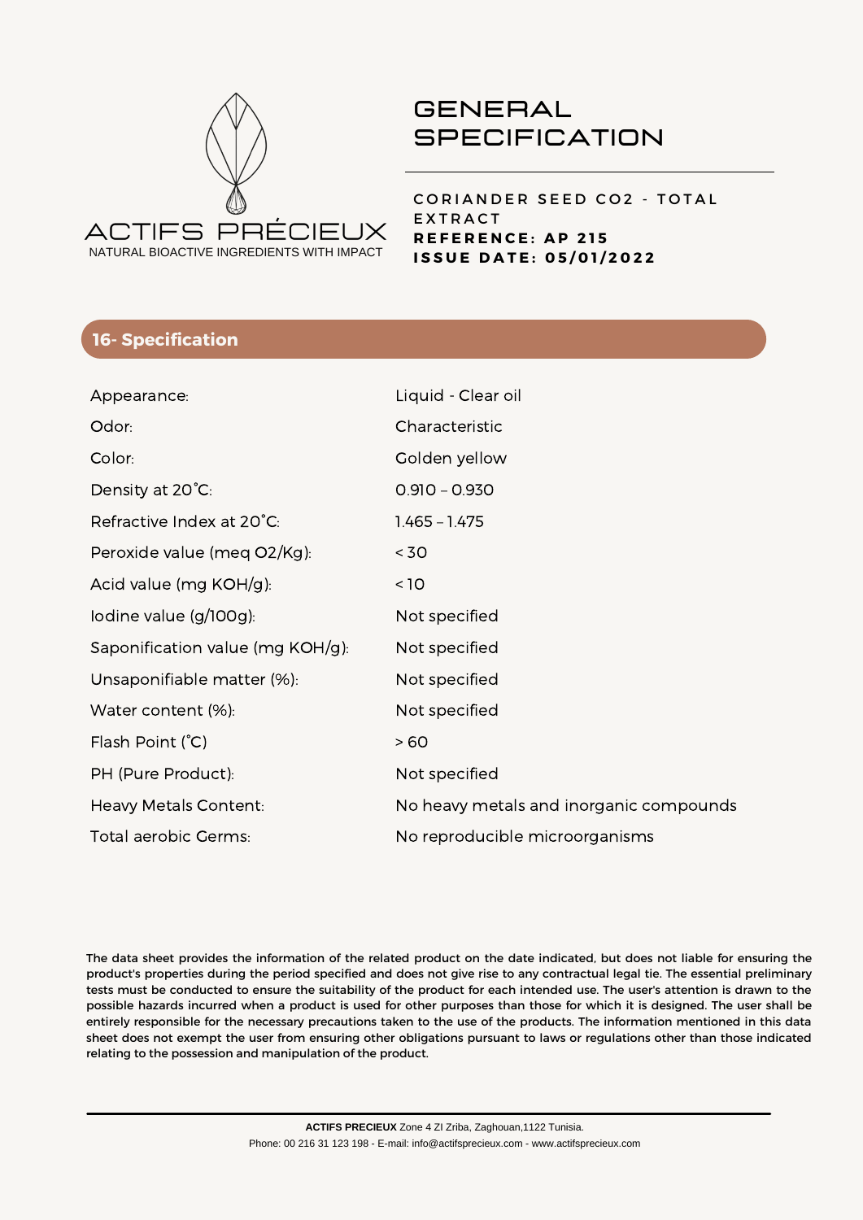ACTIFS PRÉCIEUX

NATURAL BIOACTIVE INGREDIENTS WITH IMPACT

# GENERAL SPECIFICATION

CORIANDER SEED CO2 - TOTAL EXTRACT

**REFERENCE: AP 215**

**ISSUE DATE: 05/01/2022**

## 16- Specification

| | |
|---|---|
| Appearance: | Liquid - Clear oil |
| Odor: | Characteristic |
| Color: | Golden yellow |
| Density at 20˚C: | 0.910 – 0.930 |
| Refractive Index at 20˚C: | 1.465 – 1.475 |
| Peroxide value (meq O2/Kg): | < 30 |
| Acid value (mg KOH/g): | < 10 |
| Iodine value (g/100g): | Not specified |
| Saponification value (mg KOH/g): | Not specified |
| Unsaponifiable matter (%): | Not specified |
| Water content (%): | Not specified |
| Flash Point (˚C) | > 60 |
| PH (Pure Product): | Not specified |
| Heavy Metals Content: | No heavy metals and inorganic compounds |
| Total aerobic Germs: | No reproducible microorganisms |

The data sheet provides the information of the related product on the date indicated, but does not liable for ensuring the product's properties during the period specified and does not give rise to any contractual legal tie. The essential preliminary tests must be conducted to ensure the suitability of the product for each intended use. The user's attention is drawn to the possible hazards incurred when a product is used for other purposes than those for which it is designed. The user shall be entirely responsible for the necessary precautions taken to the use of the products. The information mentioned in this data sheet does not exempt the user from ensuring other obligations pursuant to laws or regulations other than those indicated relating to the possession and manipulation of the product.

**ACTIFS PRECIEUX** Zone 4 ZI Zriba, Zaghouan,1122 Tunisia.

Phone: 00 216 31 123 198 - E-mail: info@actifsprecieux.com - www.actifsprecieux.com